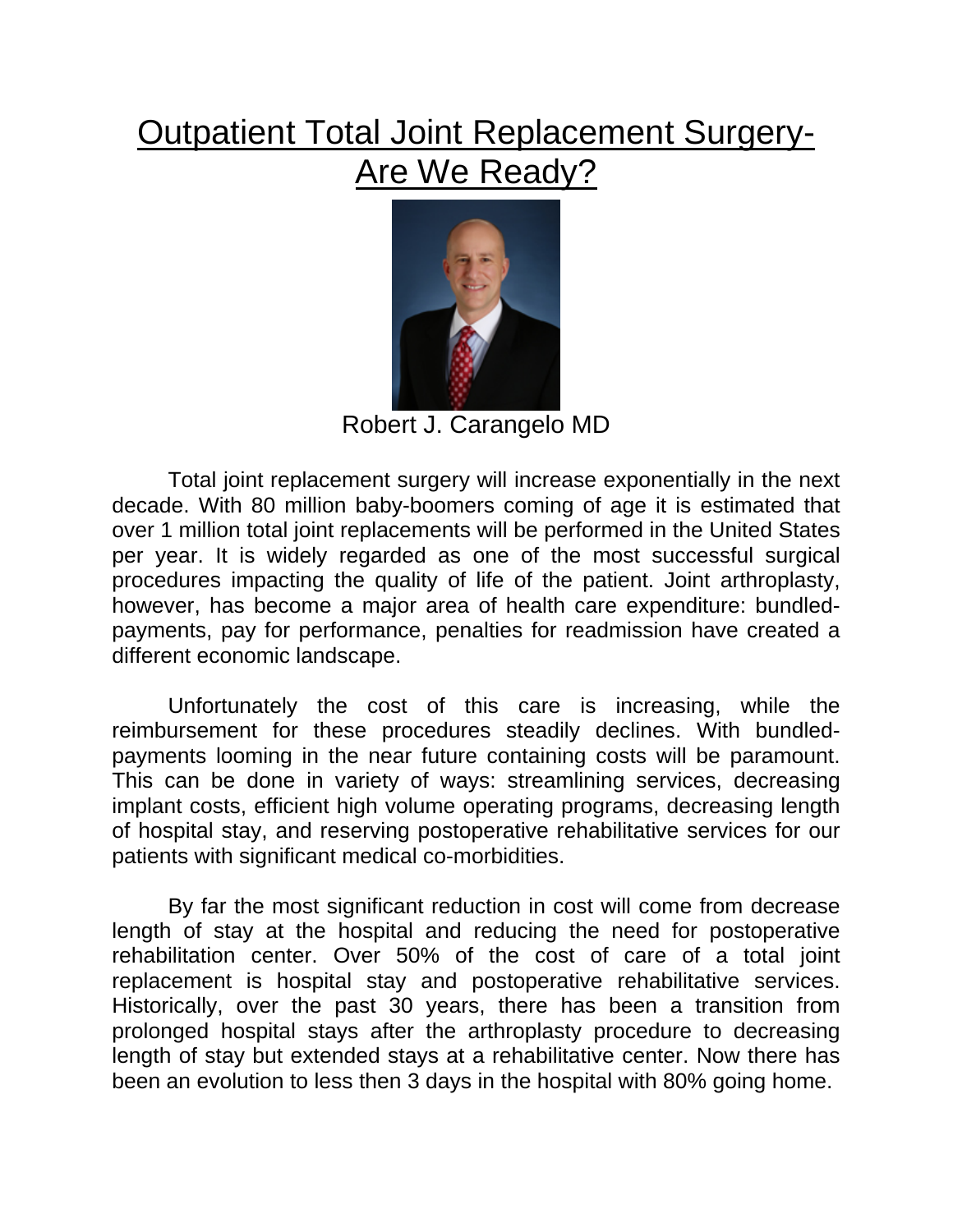# Outpatient Total Joint Replacement Surgery- Are We Ready?

Robert J. Carangelo MD

Total joint replacement surgery will increase exponentially in the next decade. With 80 million baby-boomers coming of age it is estimated that over 1 million total joint replacements will be performed in the United States per year. It is widely regarded as one of the most successful surgical procedures impacting the quality of life of the patient. Joint arthroplasty, however, has become a major area of health care expenditure: bundled-payments, pay for performance, penalties for readmission have created a different economic landscape.

Unfortunately the cost of this care is increasing, while the reimbursement for these procedures steadily declines. With bundled-payments looming in the near future containing costs will be paramount. This can be done in variety of ways: streamlining services, decreasing implant costs, efficient high volume operating programs, decreasing length of hospital stay, and reserving postoperative rehabilitative services for our patients with significant medical co-morbidities.

By far the most significant reduction in cost will come from decrease length of stay at the hospital and reducing the need for postoperative rehabilitation center. Over 50% of the cost of care of a total joint replacement is hospital stay and postoperative rehabilitative services. Historically, over the past 30 years, there has been a transition from prolonged hospital stays after the arthroplasty procedure to decreasing length of stay but extended stays at a rehabilitative center. Now there has been an evolution to less then 3 days in the hospital with 80% going home.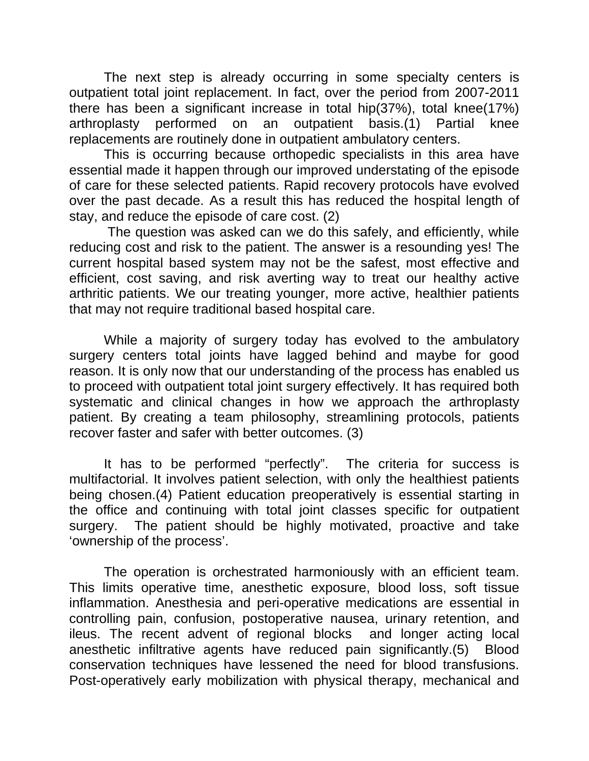The next step is already occurring in some specialty centers is outpatient total joint replacement. In fact, over the period from 2007-2011 there has been a significant increase in total hip(37%), total knee(17%) arthroplasty performed on an outpatient basis.(1) Partial knee replacements are routinely done in outpatient ambulatory centers.

This is occurring because orthopedic specialists in this area have essential made it happen through our improved understating of the episode of care for these selected patients. Rapid recovery protocols have evolved over the past decade. As a result this has reduced the hospital length of stay, and reduce the episode of care cost. (2)

The question was asked can we do this safely, and efficiently, while reducing cost and risk to the patient. The answer is a resounding yes! The current hospital based system may not be the safest, most effective and efficient, cost saving, and risk averting way to treat our healthy active arthritic patients. We our treating younger, more active, healthier patients that may not require traditional based hospital care.

While a majority of surgery today has evolved to the ambulatory surgery centers total joints have lagged behind and maybe for good reason. It is only now that our understanding of the process has enabled us to proceed with outpatient total joint surgery effectively. It has required both systematic and clinical changes in how we approach the arthroplasty patient. By creating a team philosophy, streamlining protocols, patients recover faster and safer with better outcomes. (3)

It has to be performed "perfectly". The criteria for success is multifactorial. It involves patient selection, with only the healthiest patients being chosen.(4) Patient education preoperatively is essential starting in the office and continuing with total joint classes specific for outpatient surgery. The patient should be highly motivated, proactive and take 'ownership of the process'.

The operation is orchestrated harmoniously with an efficient team. This limits operative time, anesthetic exposure, blood loss, soft tissue inflammation. Anesthesia and peri-operative medications are essential in controlling pain, confusion, postoperative nausea, urinary retention, and ileus. The recent advent of regional blocks and longer acting local anesthetic infiltrative agents have reduced pain significantly.(5) Blood conservation techniques have lessened the need for blood transfusions. Post-operatively early mobilization with physical therapy, mechanical and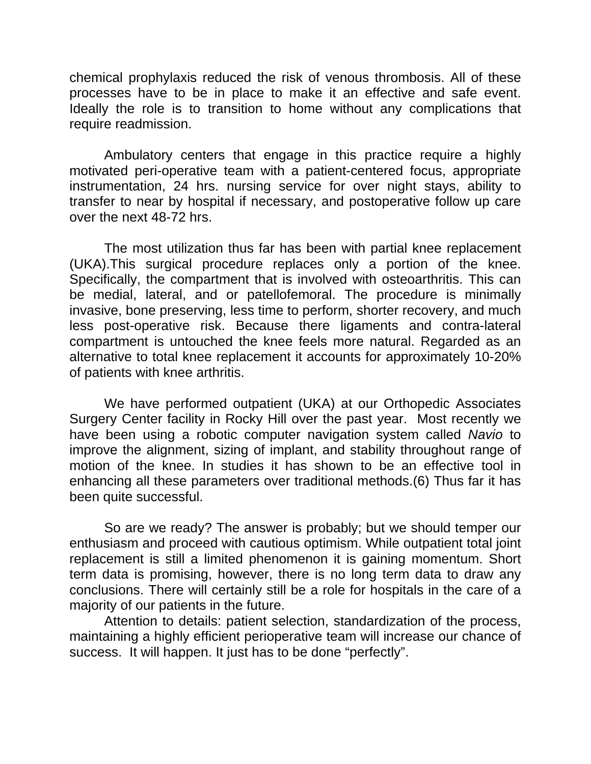chemical prophylaxis reduced the risk of venous thrombosis. All of these processes have to be in place to make it an effective and safe event. Ideally the role is to transition to home without any complications that require readmission.

Ambulatory centers that engage in this practice require a highly motivated peri-operative team with a patient-centered focus, appropriate instrumentation, 24 hrs. nursing service for over night stays, ability to transfer to near by hospital if necessary, and postoperative follow up care over the next 48-72 hrs.

The most utilization thus far has been with partial knee replacement (UKA).This surgical procedure replaces only a portion of the knee. Specifically, the compartment that is involved with osteoarthritis. This can be medial, lateral, and or patellofemoral. The procedure is minimally invasive, bone preserving, less time to perform, shorter recovery, and much less post-operative risk. Because there ligaments and contra-lateral compartment is untouched the knee feels more natural. Regarded as an alternative to total knee replacement it accounts for approximately 10-20% of patients with knee arthritis.

We have performed outpatient (UKA) at our Orthopedic Associates Surgery Center facility in Rocky Hill over the past year. Most recently we have been using a robotic computer navigation system called *Navio* to improve the alignment, sizing of implant, and stability throughout range of motion of the knee. In studies it has shown to be an effective tool in enhancing all these parameters over traditional methods.(6) Thus far it has been quite successful.

So are we ready? The answer is probably; but we should temper our enthusiasm and proceed with cautious optimism. While outpatient total joint replacement is still a limited phenomenon it is gaining momentum. Short term data is promising, however, there is no long term data to draw any conclusions. There will certainly still be a role for hospitals in the care of a majority of our patients in the future.

Attention to details: patient selection, standardization of the process, maintaining a highly efficient perioperative team will increase our chance of success. It will happen. It just has to be done "perfectly".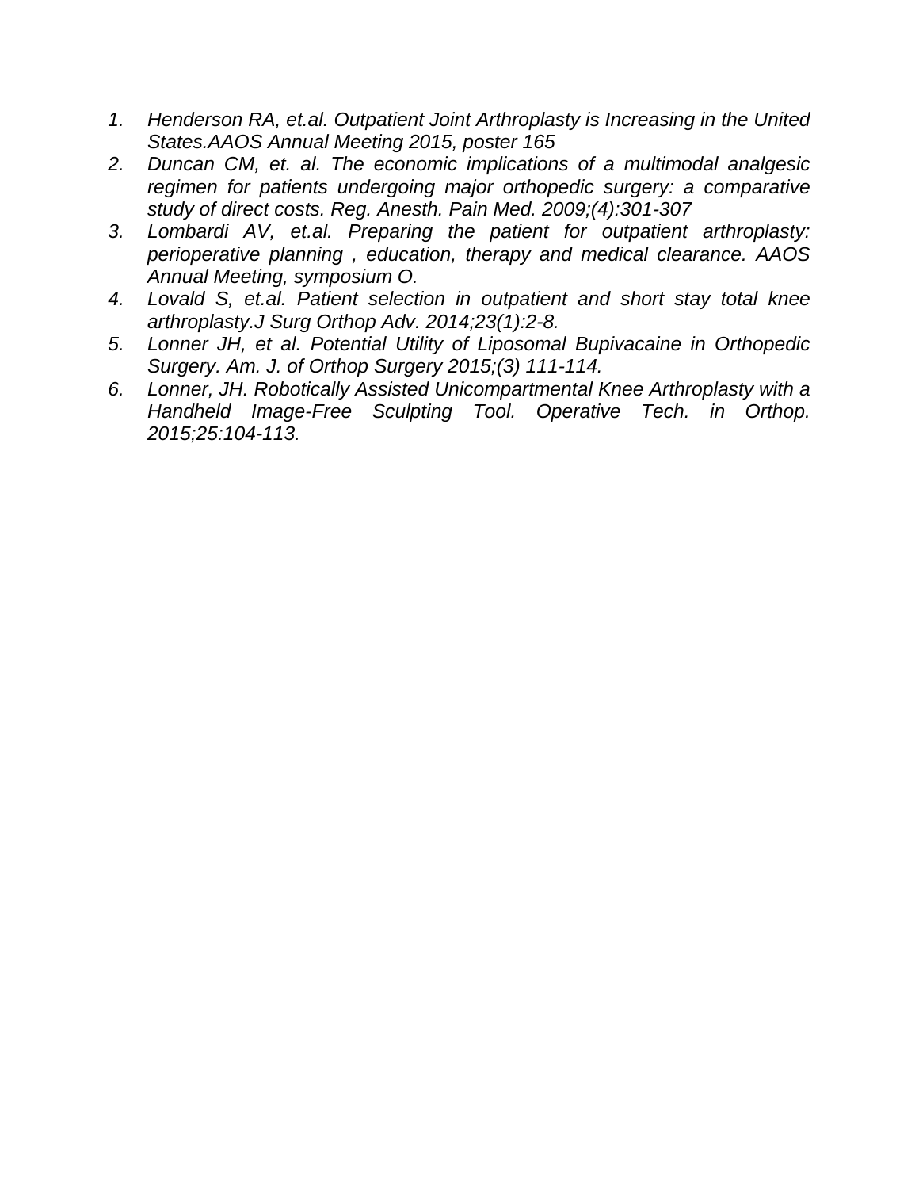1. *Henderson RA, et.al. Outpatient Joint Arthroplasty is Increasing in the United States.AAOS Annual Meeting 2015, poster 165*
2. *Duncan CM, et. al. The economic implications of a multimodal analgesic regimen for patients undergoing major orthopedic surgery: a comparative study of direct costs. Reg. Anesth. Pain Med. 2009;(4):301-307*
3. *Lombardi AV, et.al. Preparing the patient for outpatient arthroplasty: perioperative planning , education, therapy and medical clearance. AAOS Annual Meeting, symposium O.*
4. *Lovald S, et.al. Patient selection in outpatient and short stay total knee arthroplasty.J Surg Orthop Adv. 2014;23(1):2-8.*
5. *Lonner JH, et al. Potential Utility of Liposomal Bupivacaine in Orthopedic Surgery. Am. J. of Orthop Surgery 2015;(3) 111-114.*
6. *Lonner, JH. Robotically Assisted Unicompartmental Knee Arthroplasty with a Handheld Image-Free Sculpting Tool. Operative Tech. in Orthop. 2015;25:104-113.*